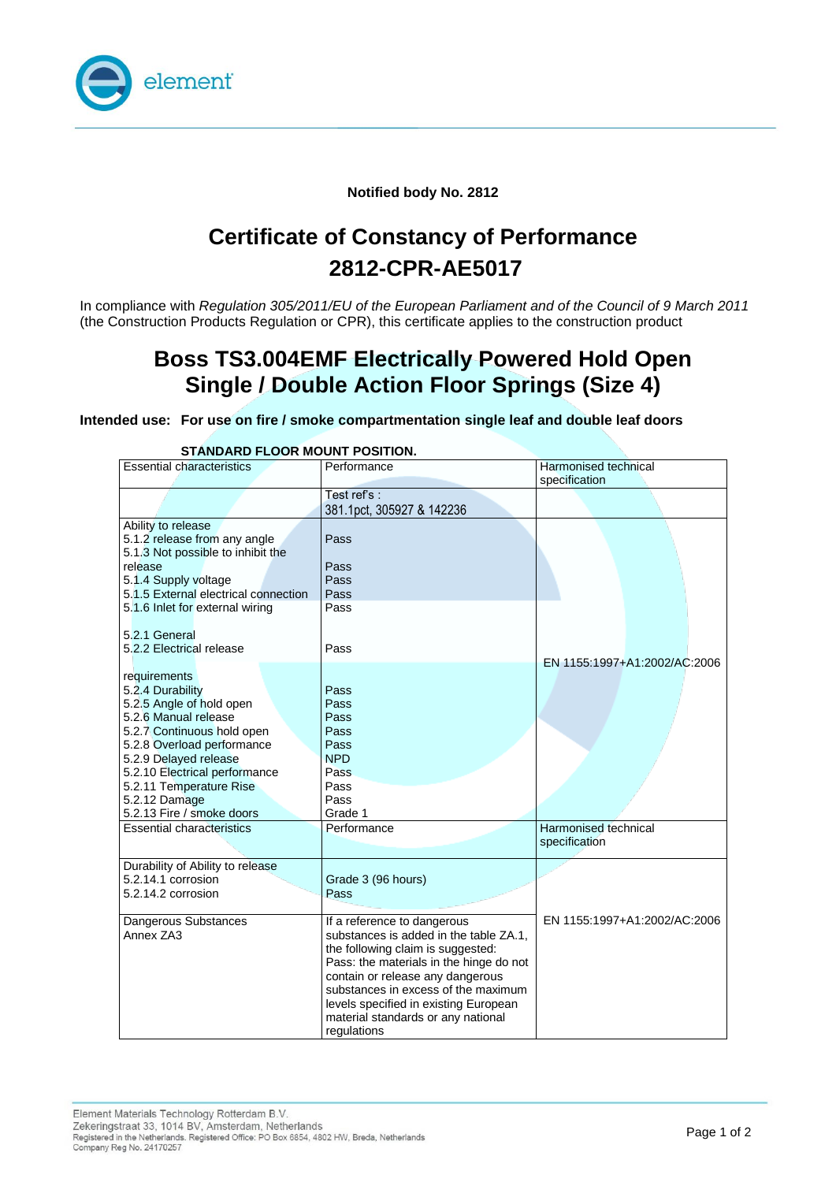**Notified body No. 2812**

# Certificate of Constancy of Performance
# 2812-CPR-AE5017

In compliance with *Regulation 305/2011/EU of the European Parliament and of the Council of 9 March 2011* (the Construction Products Regulation or CPR), this certificate applies to the construction product

## Boss TS3.004EMF Electrically Powered Hold Open Single / Double Action Floor Springs (Size 4)

**Intended use: For use on fire / smoke compartmentation single leaf and double leaf doors**

**STANDARD FLOOR MOUNT POSITION.**

| Essential characteristics | Performance | Harmonised technical specification |
|---|---|---|
| | Test ref's :<br>381.1pct, 305927 & 142236 | |
| Ability to release<br>5.1.2 release from any angle<br>5.1.3 Not possible to inhibit the release<br>5.1.4 Supply voltage<br>5.1.5 External electrical connection<br>5.1.6 Inlet for external wiring<br><br>5.2.1 General<br>5.2.2 Electrical release<br><br>requirements<br>5.2.4 Durability<br>5.2.5 Angle of hold open<br>5.2.6 Manual release<br>5.2.7 Continuous hold open<br>5.2.8 Overload performance<br>5.2.9 Delayed release<br>5.2.10 Electrical performance<br>5.2.11 Temperature Rise<br>5.2.12 Damage<br>5.2.13 Fire / smoke doors | <br>Pass<br><br>Pass<br>Pass<br>Pass<br>Pass<br><br><br>Pass<br><br><br>Pass<br>Pass<br>Pass<br>Pass<br>Pass<br>NPD<br>Pass<br>Pass<br>Pass<br>Grade 1 | EN 1155:1997+A1:2002/AC:2006 |
| Essential characteristics | Performance | Harmonised technical specification |
| Durability of Ability to release<br>5.2.14.1 corrosion<br>5.2.14.2 corrosion | <br>Grade 3 (96 hours)<br>Pass | EN 1155:1997+A1:2002/AC:2006 |
| Dangerous Substances<br>Annex ZA3 | If a reference to dangerous substances is added in the table ZA.1, the following claim is suggested: Pass: the materials in the hinge do not contain or release any dangerous substances in excess of the maximum levels specified in existing European material standards or any national regulations | |

Element Materials Technology Rotterdam B.V.
Zekeringstraat 33, 1014 BV, Amsterdam, Netherlands
Registered in the Netherlands. Registered Office: PO Box 6854, 4802 HW, Breda, Netherlands
Company Reg No. 24170257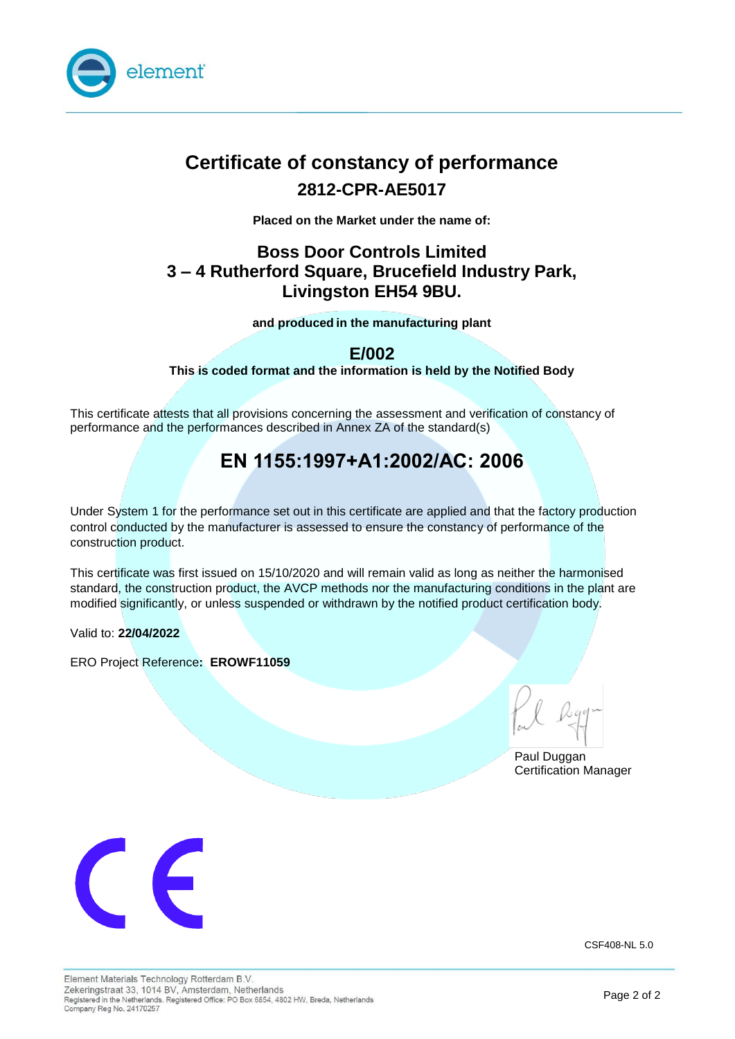# Certificate of constancy of performance

## 2812-CPR-AE5017

**Placed on the Market under the name of:**

## Boss Door Controls Limited
## 3 – 4 Rutherford Square, Brucefield Industry Park, Livingston EH54 9BU.

**and produced in the manufacturing plant**

## E/002

**This is coded format and the information is held by the Notified Body**

This certificate attests that all provisions concerning the assessment and verification of constancy of performance and the performances described in Annex ZA of the standard(s)

## EN 1155:1997+A1:2002/AC: 2006

Under System 1 for the performance set out in this certificate are applied and that the factory production control conducted by the manufacturer is assessed to ensure the constancy of performance of the construction product.

This certificate was first issued on 15/10/2020 and will remain valid as long as neither the harmonised standard, the construction product, the AVCP methods nor the manufacturing conditions in the plant are modified significantly, or unless suspended or withdrawn by the notified product certification body.

Valid to: **22/04/2022**

ERO Project Reference**: EROWF11059**

Paul Duggan
Certification Manager

CE

CSF408-NL 5.0

Element Materials Technology Rotterdam B.V.
Zekeringstraat 33, 1014 BV, Amsterdam, Netherlands
Registered in the Netherlands. Registered Office: PO Box 6854, 4802 HW, Breda, Netherlands
Company Reg No. 24170257